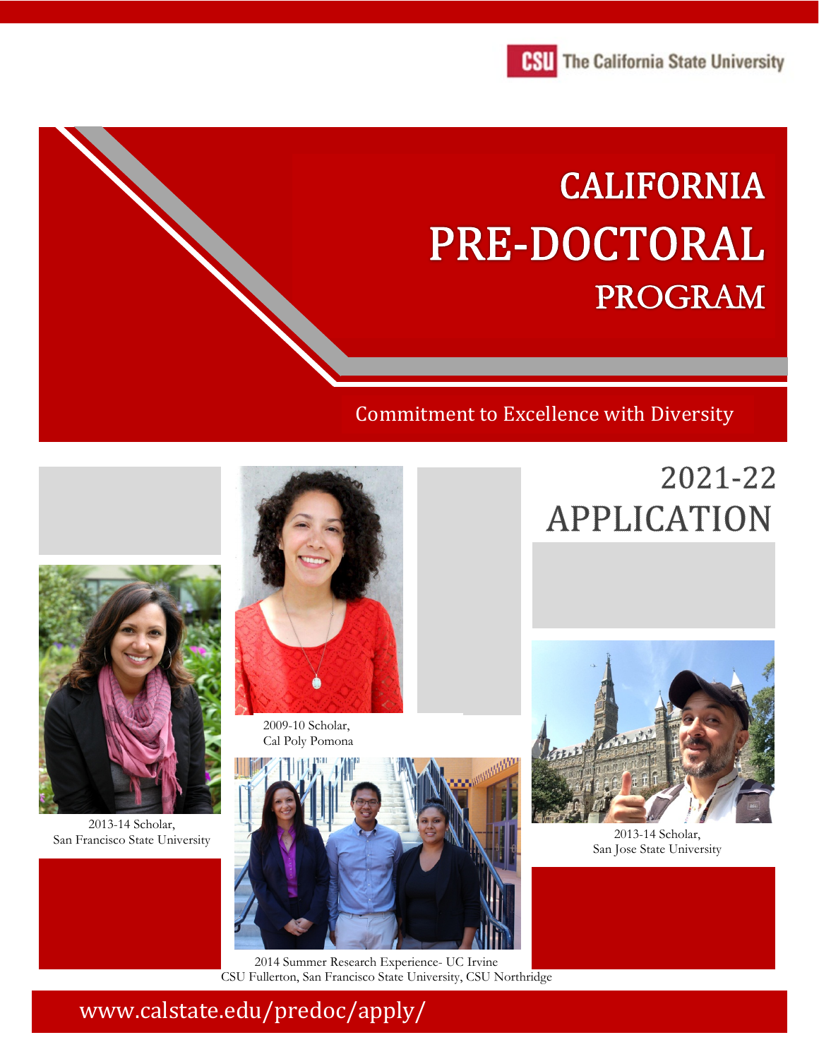The California State University

# CALIFORNIA PRE-DOCTORAL PROGRAM

Commitment to Excellence with Diversity

## 2021-22 APPLICATION

2013-14 Scholar,
San Francisco State University

2009-10 Scholar,
Cal Poly Pomona

2014 Summer Research Experience- UC Irvine
CSU Fullerton, San Francisco State University, CSU Northridge

2013-14 Scholar,
San Jose State University

www.calstate.edu/predoc/apply/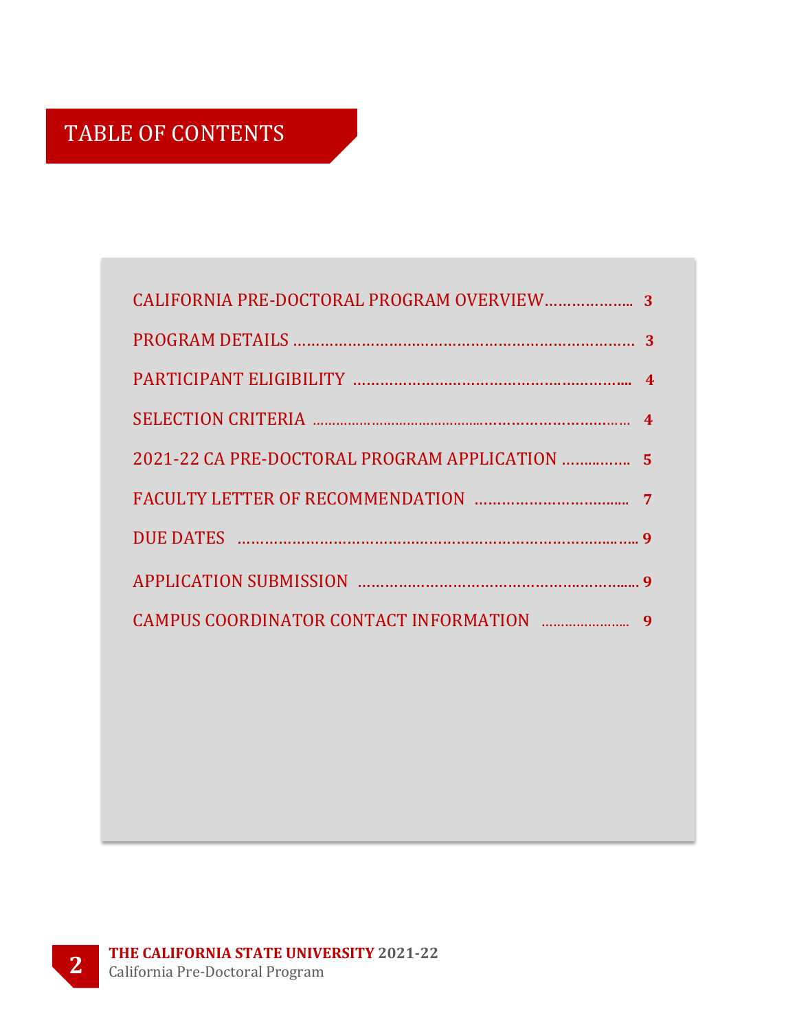# TABLE OF CONTENTS

| Section | Page |
| --- | --- |
| CALIFORNIA PRE-DOCTORAL PROGRAM OVERVIEW | 3 |
| PROGRAM DETAILS | 3 |
| PARTICIPANT ELIGIBILITY | 4 |
| SELECTION CRITERIA | 4 |
| 2021-22 CA PRE-DOCTORAL PROGRAM APPLICATION | 5 |
| FACULTY LETTER OF RECOMMENDATION | 7 |
| DUE DATES | 9 |
| APPLICATION SUBMISSION | 9 |
| CAMPUS COORDINATOR CONTACT INFORMATION | 9 |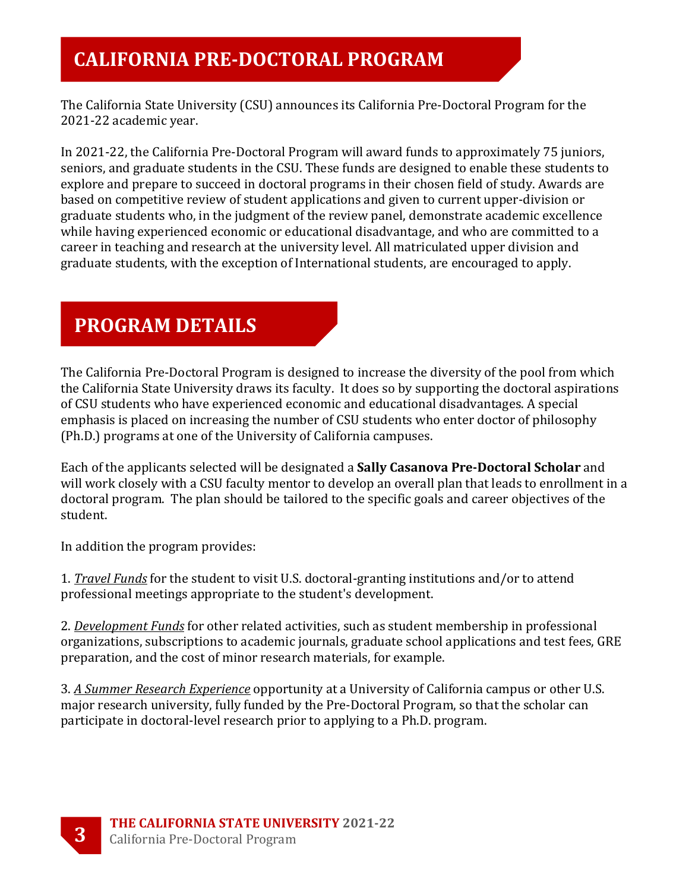# CALIFORNIA PRE-DOCTORAL PROGRAM

The California State University (CSU) announces its California Pre-Doctoral Program for the 2021-22 academic year.

In 2021-22, the California Pre-Doctoral Program will award funds to approximately 75 juniors, seniors, and graduate students in the CSU. These funds are designed to enable these students to explore and prepare to succeed in doctoral programs in their chosen field of study. Awards are based on competitive review of student applications and given to current upper-division or graduate students who, in the judgment of the review panel, demonstrate academic excellence while having experienced economic or educational disadvantage, and who are committed to a career in teaching and research at the university level. All matriculated upper division and graduate students, with the exception of International students, are encouraged to apply.

# PROGRAM DETAILS

The California Pre-Doctoral Program is designed to increase the diversity of the pool from which the California State University draws its faculty. It does so by supporting the doctoral aspirations of CSU students who have experienced economic and educational disadvantages. A special emphasis is placed on increasing the number of CSU students who enter doctor of philosophy (Ph.D.) programs at one of the University of California campuses.

Each of the applicants selected will be designated a **Sally Casanova Pre-Doctoral Scholar** and will work closely with a CSU faculty mentor to develop an overall plan that leads to enrollment in a doctoral program. The plan should be tailored to the specific goals and career objectives of the student.

In addition the program provides:

1. *Travel Funds* for the student to visit U.S. doctoral-granting institutions and/or to attend professional meetings appropriate to the student's development.

2. *Development Funds* for other related activities, such as student membership in professional organizations, subscriptions to academic journals, graduate school applications and test fees, GRE preparation, and the cost of minor research materials, for example.

3. *A Summer Research Experience* opportunity at a University of California campus or other U.S. major research university, fully funded by the Pre-Doctoral Program, so that the scholar can participate in doctoral-level research prior to applying to a Ph.D. program.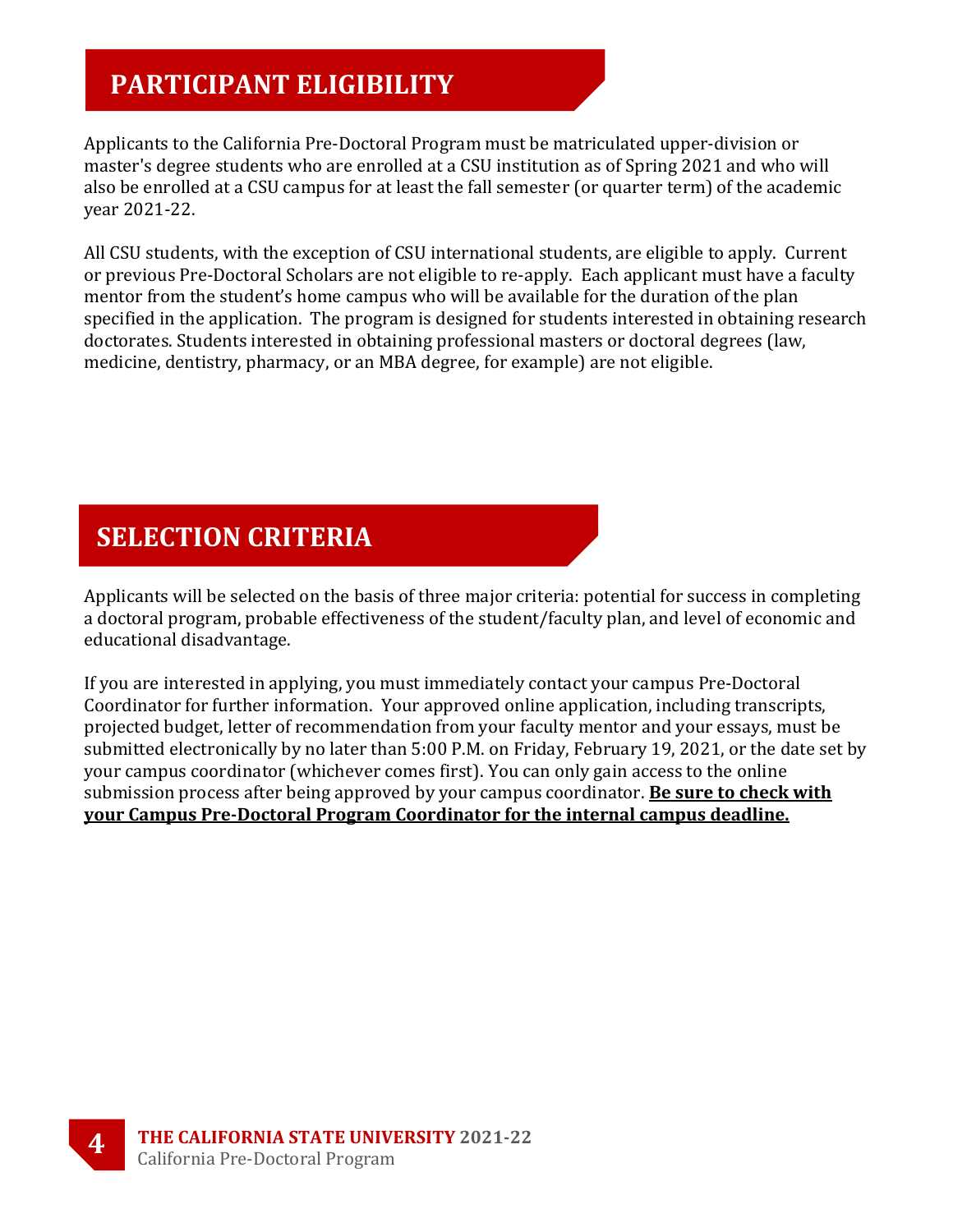## PARTICIPANT ELIGIBILITY

Applicants to the California Pre-Doctoral Program must be matriculated upper-division or master's degree students who are enrolled at a CSU institution as of Spring 2021 and who will also be enrolled at a CSU campus for at least the fall semester (or quarter term) of the academic year 2021-22.

All CSU students, with the exception of CSU international students, are eligible to apply. Current or previous Pre-Doctoral Scholars are not eligible to re-apply. Each applicant must have a faculty mentor from the student's home campus who will be available for the duration of the plan specified in the application. The program is designed for students interested in obtaining research doctorates. Students interested in obtaining professional masters or doctoral degrees (law, medicine, dentistry, pharmacy, or an MBA degree, for example) are not eligible.

## SELECTION CRITERIA

Applicants will be selected on the basis of three major criteria: potential for success in completing a doctoral program, probable effectiveness of the student/faculty plan, and level of economic and educational disadvantage.

If you are interested in applying, you must immediately contact your campus Pre-Doctoral Coordinator for further information. Your approved online application, including transcripts, projected budget, letter of recommendation from your faculty mentor and your essays, must be submitted electronically by no later than 5:00 P.M. on Friday, February 19, 2021, or the date set by your campus coordinator (whichever comes first). You can only gain access to the online submission process after being approved by your campus coordinator. **Be sure to check with your Campus Pre-Doctoral Program Coordinator for the internal campus deadline.**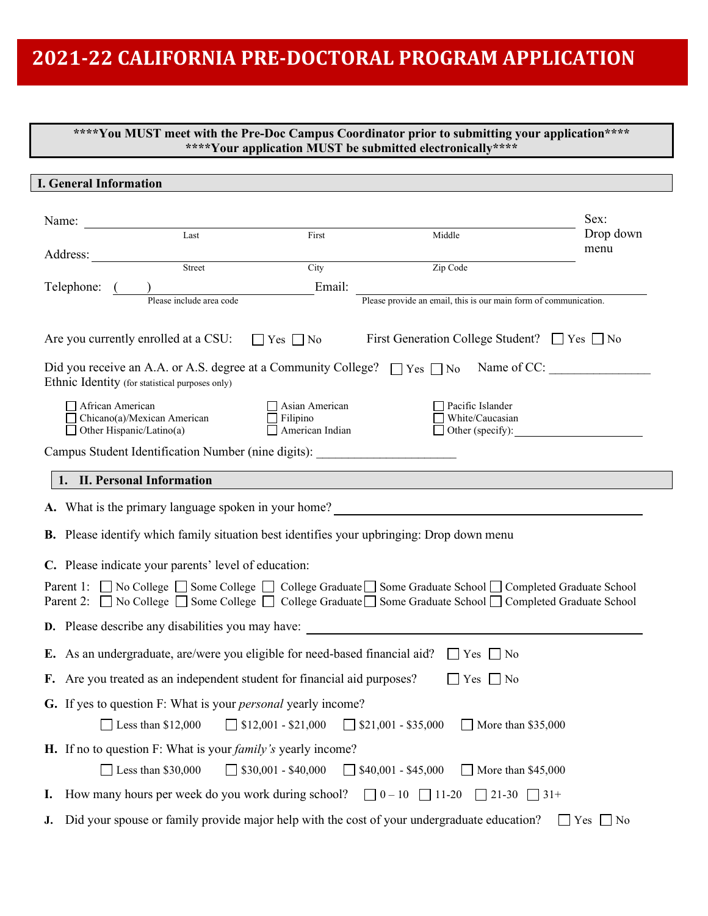# 2021-22 CALIFORNIA PRE-DOCTORAL PROGRAM APPLICATION

**\*\*\*\*You MUST meet with the Pre-Doc Campus Coordinator prior to submitting your application\*\*\*\***
**\*\*\*\*Your application MUST be submitted electronically\*\*\*\***

## I. General Information

Name: ______________________________________________ Sex: Drop down menu
Last First Middle

Address: ______________________________________________
Street City Zip Code

Telephone: ( ) ____________________ Email: ____________________
Please include area code Please provide an email, this is our main form of communication.

Are you currently enrolled at a CSU: ☐ Yes ☐ No First Generation College Student? ☐ Yes ☐ No

Did you receive an A.A. or A.S. degree at a Community College? ☐ Yes ☐ No Name of CC: ________________

Ethnic Identity (for statistical purposes only)

☐ African American ☐ Asian American ☐ Pacific Islander
☐ Chicano(a)/Mexican American ☐ Filipino ☐ White/Caucasian
☐ Other Hispanic/Latino(a) ☐ American Indian ☐ Other (specify): ____________________

Campus Student Identification Number (nine digits): ______________________

## 1. II. Personal Information

**A.** What is the primary language spoken in your home? ______________________________

**B.** Please identify which family situation best identifies your upbringing: Drop down menu

**C.** Please indicate your parents' level of education:

Parent 1: ☐ No College ☐ Some College ☐ College Graduate ☐ Some Graduate School ☐ Completed Graduate School
Parent 2: ☐ No College ☐ Some College ☐ College Graduate ☐ Some Graduate School ☐ Completed Graduate School

**D.** Please describe any disabilities you may have: ______________________________

**E.** As an undergraduate, are/were you eligible for need-based financial aid? ☐ Yes ☐ No

**F.** Are you treated as an independent student for financial aid purposes? ☐ Yes ☐ No

**G.** If yes to question F: What is your *personal* yearly income?

☐ Less than $12,000 ☐ $12,001 - $21,000 ☐ $21,001 - $35,000 ☐ More than $35,000

**H.** If no to question F: What is your *family's* yearly income?

☐ Less than $30,000 ☐ $30,001 - $40,000 ☐ $40,001 - $45,000 ☐ More than $45,000

**I.** How many hours per week do you work during school? ☐ 0 – 10 ☐ 11-20 ☐ 21-30 ☐ 31+

**J.** Did your spouse or family provide major help with the cost of your undergraduate education? ☐ Yes ☐ No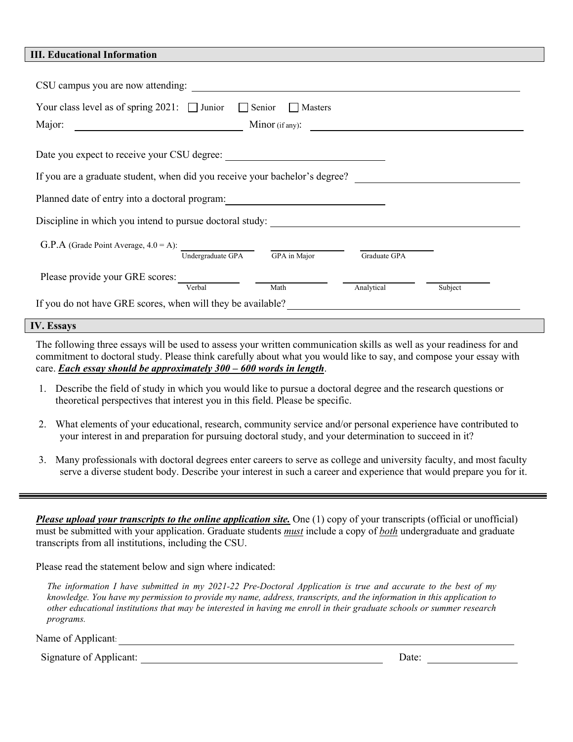## III. Educational Information

CSU campus you are now attending: ______________________________

Your class level as of spring 2021: ☐ Junior ☐ Senior ☐ Masters

Major: ______________________ Minor (if any): ______________________

Date you expect to receive your CSU degree: ______________________

If you are a graduate student, when did you receive your bachelor's degree? ______________________

Planned date of entry into a doctoral program: ______________________

Discipline in which you intend to pursue doctoral study: ______________________

G.P.A (Grade Point Average, 4.0 = A): ____________ Undergraduate GPA ____________ GPA in Major ____________ Graduate GPA

Please provide your GRE scores: ____________ Verbal ____________ Math ____________ Analytical ____________ Subject

If you do not have GRE scores, when will they be available? ______________________

## IV. Essays

The following three essays will be used to assess your written communication skills as well as your readiness for and commitment to doctoral study. Please think carefully about what you would like to say, and compose your essay with care. ***Each essay should be approximately 300 – 600 words in length***.

1. Describe the field of study in which you would like to pursue a doctoral degree and the research questions or theoretical perspectives that interest you in this field. Please be specific.
2. What elements of your educational, research, community service and/or personal experience have contributed to your interest in and preparation for pursuing doctoral study, and your determination to succeed in it?
3. Many professionals with doctoral degrees enter careers to serve as college and university faculty, and most faculty serve a diverse student body. Describe your interest in such a career and experience that would prepare you for it.

---

***Please upload your transcripts to the online application site.*** One (1) copy of your transcripts (official or unofficial) must be submitted with your application. Graduate students *must* include a copy of *both* undergraduate and graduate transcripts from all institutions, including the CSU.

Please read the statement below and sign where indicated:

*The information I have submitted in my 2021-22 Pre-Doctoral Application is true and accurate to the best of my knowledge. You have my permission to provide my name, address, transcripts, and the information in this application to other educational institutions that may be interested in having me enroll in their graduate schools or summer research programs.*

Name of Applicant: ______________________________

Signature of Applicant: ______________________________ Date: ______________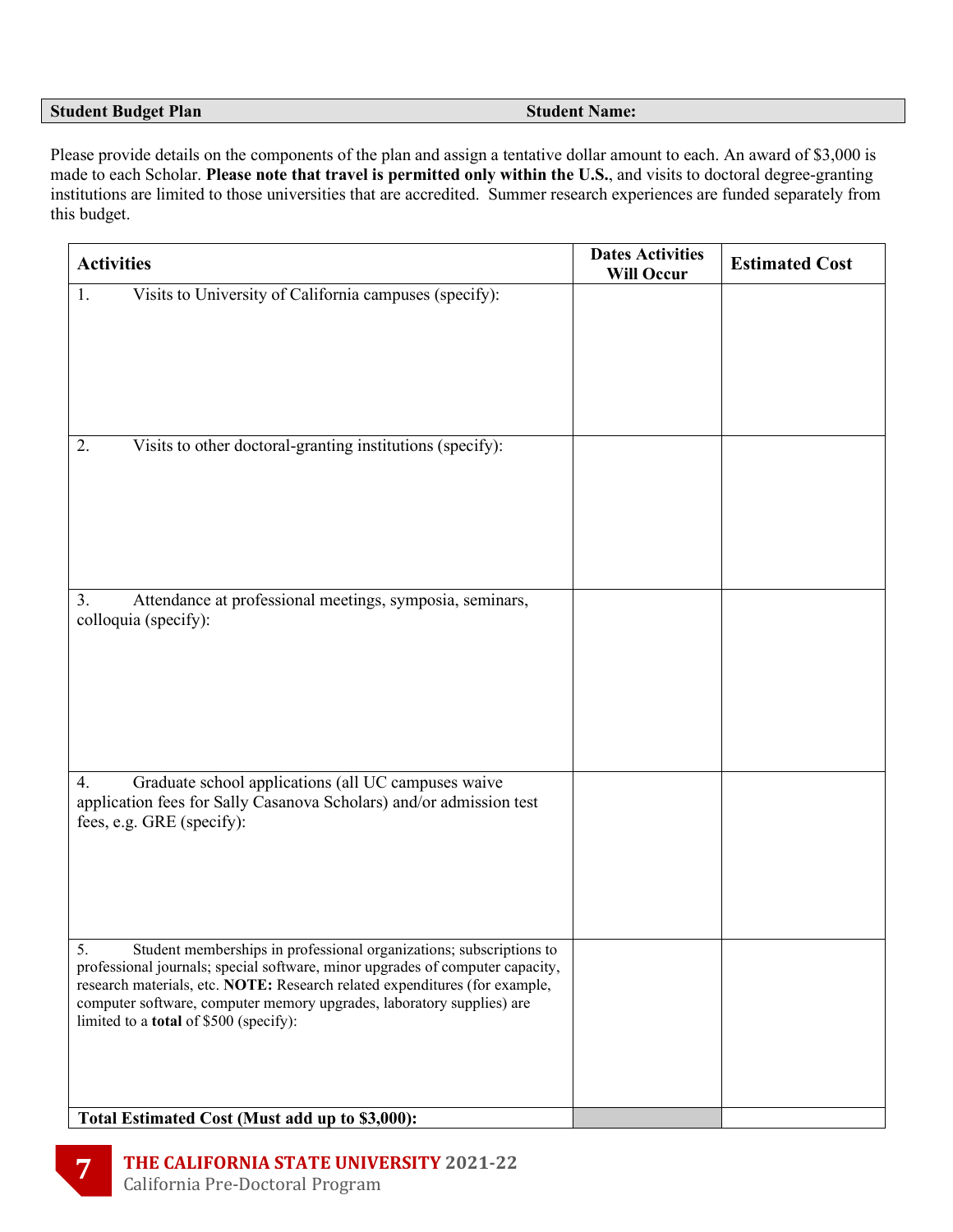| **Student Budget Plan** | **Student Name:** |
|---|---|

Please provide details on the components of the plan and assign a tentative dollar amount to each. An award of $3,000 is made to each Scholar. **Please note that travel is permitted only within the U.S.**, and visits to doctoral degree-granting institutions are limited to those universities that are accredited. Summer research experiences are funded separately from this budget.

| **Activities** | **Dates Activities Will Occur** | **Estimated Cost** |
|---|---|---|
| 1. Visits to University of California campuses (specify): | | |
| 2. Visits to other doctoral-granting institutions (specify): | | |
| 3. Attendance at professional meetings, symposia, seminars, colloquia (specify): | | |
| 4. Graduate school applications (all UC campuses waive application fees for Sally Casanova Scholars) and/or admission test fees, e.g. GRE (specify): | | |
| 5. Student memberships in professional organizations; subscriptions to professional journals; special software, minor upgrades of computer capacity, research materials, etc. **NOTE:** Research related expenditures (for example, computer software, computer memory upgrades, laboratory supplies) are limited to a **total** of $500 (specify): | | |
| **Total Estimated Cost (Must add up to $3,000):** | | |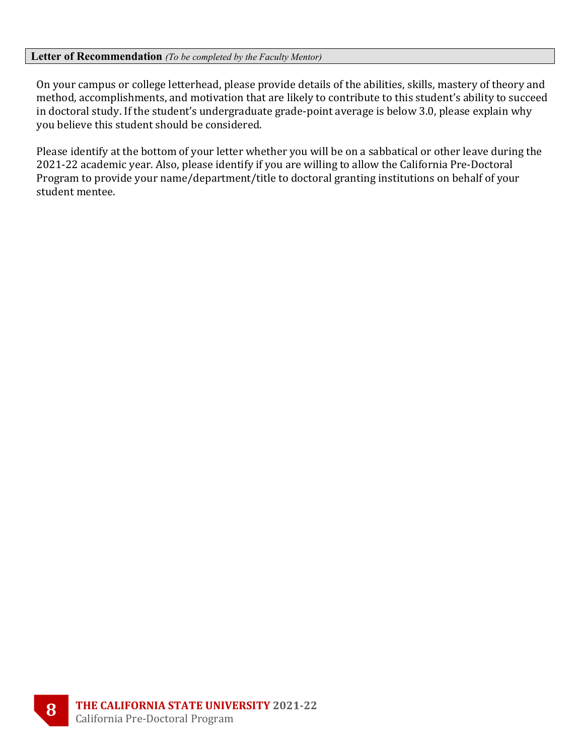## **Letter of Recommendation** *(To be completed by the Faculty Mentor)*

On your campus or college letterhead, please provide details of the abilities, skills, mastery of theory and method, accomplishments, and motivation that are likely to contribute to this student's ability to succeed in doctoral study. If the student's undergraduate grade-point average is below 3.0, please explain why you believe this student should be considered.

Please identify at the bottom of your letter whether you will be on a sabbatical or other leave during the 2021-22 academic year. Also, please identify if you are willing to allow the California Pre-Doctoral Program to provide your name/department/title to doctoral granting institutions on behalf of your student mentee.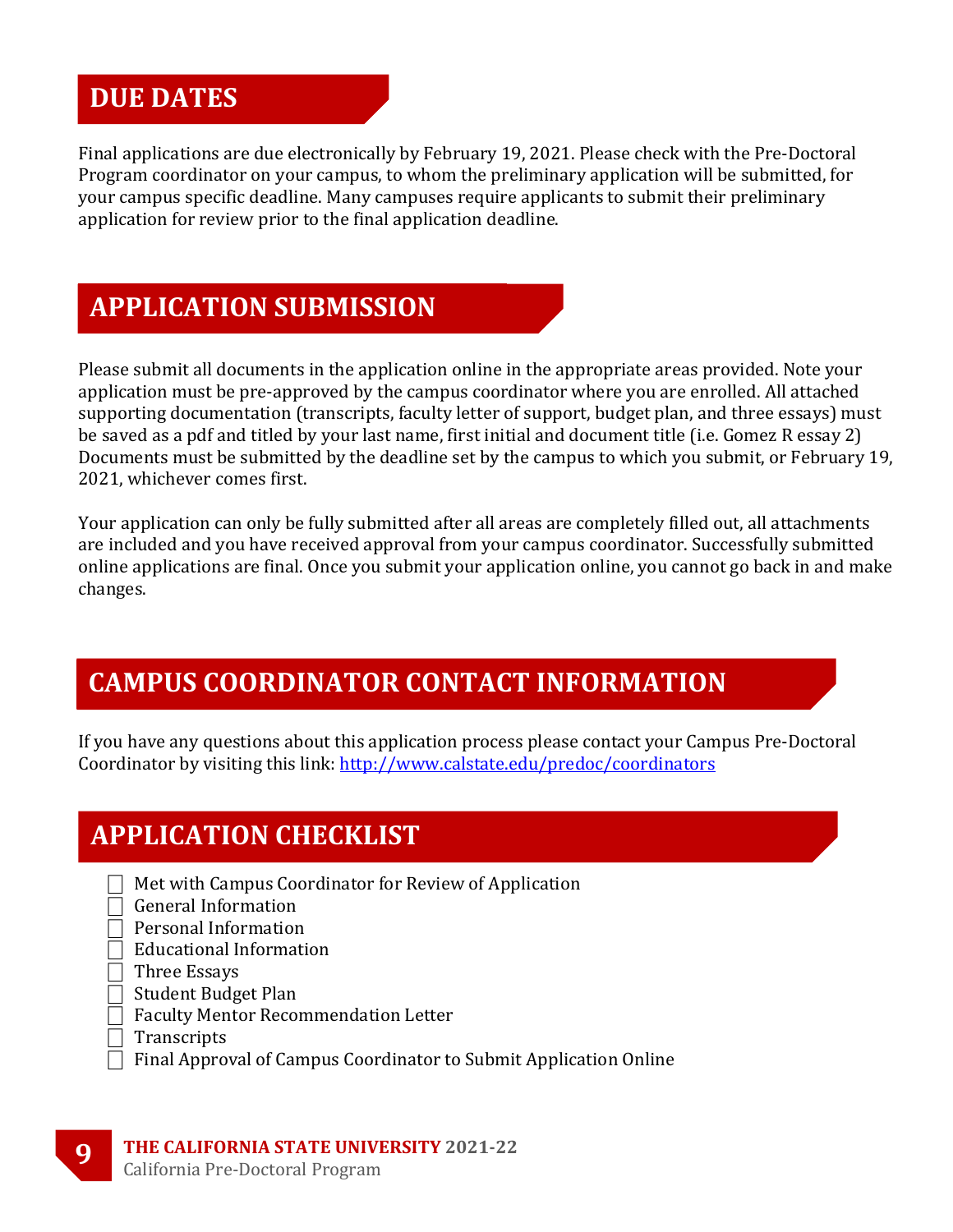## DUE DATES

Final applications are due electronically by February 19, 2021. Please check with the Pre-Doctoral Program coordinator on your campus, to whom the preliminary application will be submitted, for your campus specific deadline. Many campuses require applicants to submit their preliminary application for review prior to the final application deadline.

## APPLICATION SUBMISSION

Please submit all documents in the application online in the appropriate areas provided. Note your application must be pre-approved by the campus coordinator where you are enrolled. All attached supporting documentation (transcripts, faculty letter of support, budget plan, and three essays) must be saved as a pdf and titled by your last name, first initial and document title (i.e. Gomez R essay 2) Documents must be submitted by the deadline set by the campus to which you submit, or February 19, 2021, whichever comes first.

Your application can only be fully submitted after all areas are completely filled out, all attachments are included and you have received approval from your campus coordinator. Successfully submitted online applications are final. Once you submit your application online, you cannot go back in and make changes.

## CAMPUS COORDINATOR CONTACT INFORMATION

If you have any questions about this application process please contact your Campus Pre-Doctoral Coordinator by visiting this link: http://www.calstate.edu/predoc/coordinators

## APPLICATION CHECKLIST

- [ ] Met with Campus Coordinator for Review of Application
- [ ] General Information
- [ ] Personal Information
- [ ] Educational Information
- [ ] Three Essays
- [ ] Student Budget Plan
- [ ] Faculty Mentor Recommendation Letter
- [ ] Transcripts
- [ ] Final Approval of Campus Coordinator to Submit Application Online